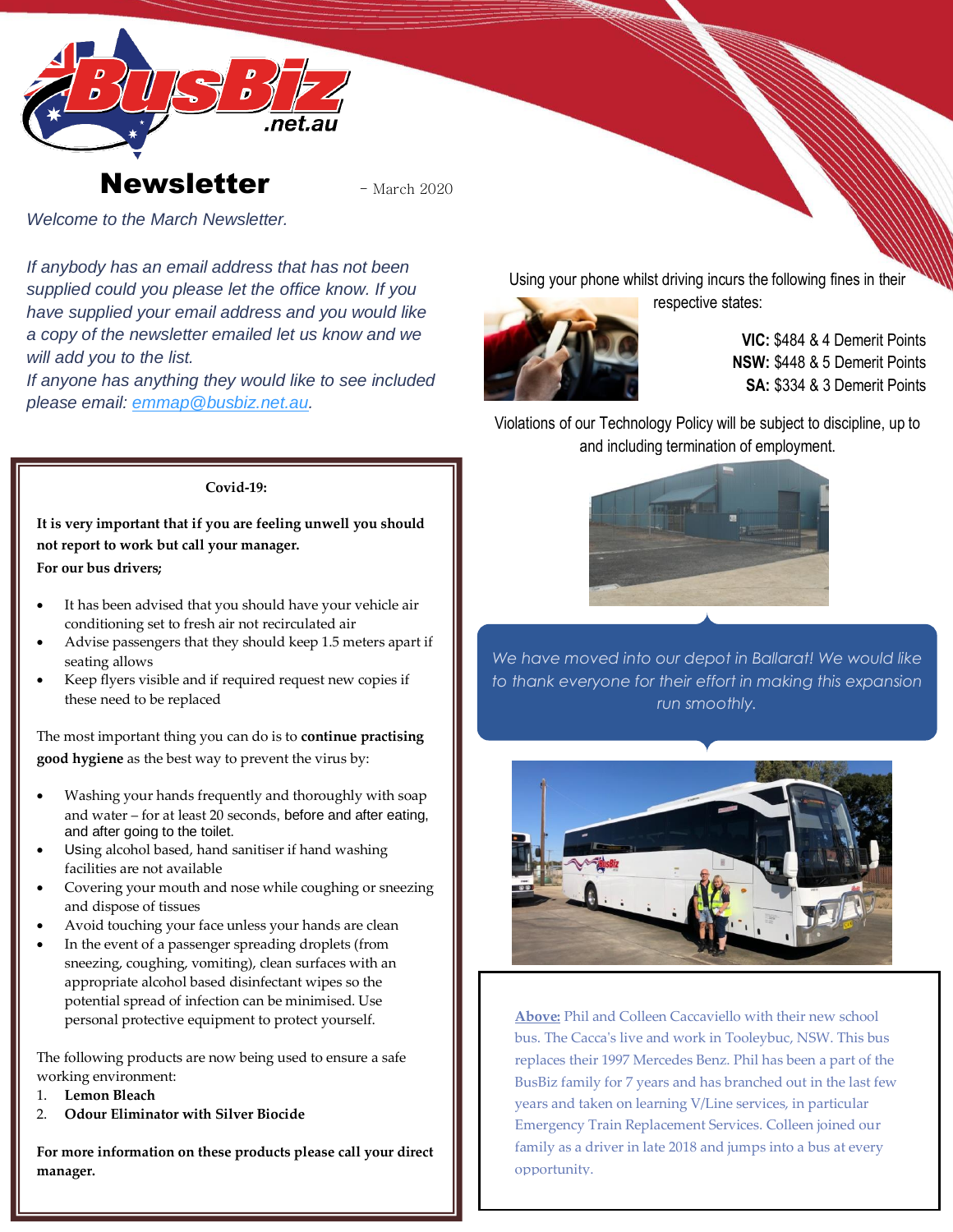# Newsletter

\- March 2020

*Welcome to the March Newsletter.*

*If anybody has an email address that has not been supplied could you please let the office know. If you have supplied your email address and you would like a copy of the newsletter emailed let us know and we will add you to the list.*
*If anyone has anything they would like to see included please email: emmap@busbiz.net.au.*

Using your phone whilst driving incurs the following fines in their respective states:

**VIC:** $484 & 4 Demerit Points
**NSW:** $448 & 5 Demerit Points
**SA:** $334 & 3 Demerit Points

Violations of our Technology Policy will be subject to discipline, up to and including termination of employment.

## Covid-19:

**It is very important that if you are feeling unwell you should not report to work but call your manager.**
**For our bus drivers;**

- It has been advised that you should have your vehicle air conditioning set to fresh air not recirculated air
- Advise passengers that they should keep 1.5 meters apart if seating allows
- Keep flyers visible and if required request new copies if these need to be replaced

The most important thing you can do is to **continue practising good hygiene** as the best way to prevent the virus by:

- Washing your hands frequently and thoroughly with soap and water – for at least 20 seconds, before and after eating, and after going to the toilet.
- Using alcohol based, hand sanitiser if hand washing facilities are not available
- Covering your mouth and nose while coughing or sneezing and dispose of tissues
- Avoid touching your face unless your hands are clean
- In the event of a passenger spreading droplets (from sneezing, coughing, vomiting), clean surfaces with an appropriate alcohol based disinfectant wipes so the potential spread of infection can be minimised. Use personal protective equipment to protect yourself.

The following products are now being used to ensure a safe working environment:

1. **Lemon Bleach**
2. **Odour Eliminator with Silver Biocide**

**For more information on these products please call your direct manager.**

*We have moved into our depot in Ballarat! We would like to thank everyone for their effort in making this expansion run smoothly.*

**Above:** Phil and Colleen Caccaviello with their new school bus. The Cacca's live and work in Tooleybuc, NSW. This bus replaces their 1997 Mercedes Benz. Phil has been a part of the BusBiz family for 7 years and has branched out in the last few years and taken on learning V/Line services, in particular Emergency Train Replacement Services. Colleen joined our family as a driver in late 2018 and jumps into a bus at every opportunity.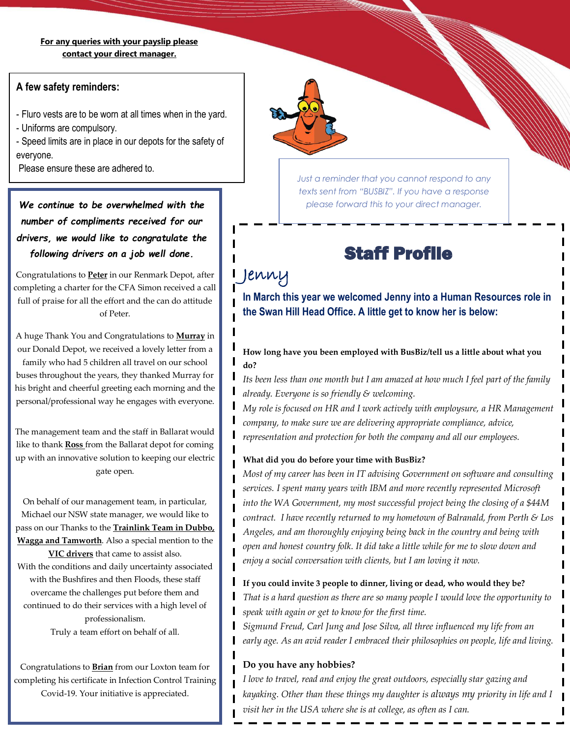**For any queries with your payslip please contact your direct manager.**

**A few safety reminders:**

- Fluro vests are to be worn at all times when in the yard.
- Uniforms are compulsory.
- Speed limits are in place in our depots for the safety of everyone.

Please ensure these are adhered to.

*Just a reminder that you cannot respond to any texts sent from "BUSBIZ". If you have a response please forward this to your direct manager.*

***We continue to be overwhelmed with the number of compliments received for our drivers, we would like to congratulate the following drivers on a job well done.***

Congratulations to **Peter** in our Renmark Depot, after completing a charter for the CFA Simon received a call full of praise for all the effort and the can do attitude of Peter.

A huge Thank You and Congratulations to **Murray** in our Donald Depot, we received a lovely letter from a family who had 5 children all travel on our school buses throughout the years, they thanked Murray for his bright and cheerful greeting each morning and the personal/professional way he engages with everyone.

The management team and the staff in Ballarat would like to thank **Ross** from the Ballarat depot for coming up with an innovative solution to keeping our electric gate open.

On behalf of our management team, in particular, Michael our NSW state manager, we would like to pass on our Thanks to the **Trainlink Team in Dubbo, Wagga and Tamworth**. Also a special mention to the **VIC drivers** that came to assist also.
With the conditions and daily uncertainty associated with the Bushfires and then Floods, these staff overcame the challenges put before them and continued to do their services with a high level of professionalism.
Truly a team effort on behalf of all.

Congratulations to **Brian** from our Loxton team for completing his certificate in Infection Control Training Covid-19. Your initiative is appreciated.

# Staff Profile

## Jenny

**In March this year we welcomed Jenny into a Human Resources role in the Swan Hill Head Office. A little get to know her is below:**

**How long have you been employed with BusBiz/tell us a little about what you do?**

*Its been less than one month but I am amazed at how much I feel part of the family already. Everyone is so friendly & welcoming.*

*My role is focused on HR and I work actively with employsure, a HR Management company, to make sure we are delivering appropriate compliance, advice, representation and protection for both the company and all our employees.*

**What did you do before your time with BusBiz?**

*Most of my career has been in IT advising Government on software and consulting services. I spent many years with IBM and more recently represented Microsoft into the WA Government, my most successful project being the closing of a $44M contract. I have recently returned to my hometown of Balranald, from Perth & Los Angeles, and am thoroughly enjoying being back in the country and being with open and honest country folk. It did take a little while for me to slow down and enjoy a social conversation with clients, but I am loving it now.*

**If you could invite 3 people to dinner, living or dead, who would they be?**

*That is a hard question as there are so many people I would love the opportunity to speak with again or get to know for the first time.*

*Sigmund Freud, Carl Jung and Jose Silva, all three influenced my life from an early age. As an avid reader I embraced their philosophies on people, life and living.*

**Do you have any hobbies?**

*I love to travel, read and enjoy the great outdoors, especially star gazing and kayaking. Other than these things my daughter is always my priority in life and I visit her in the USA where she is at college, as often as I can.*